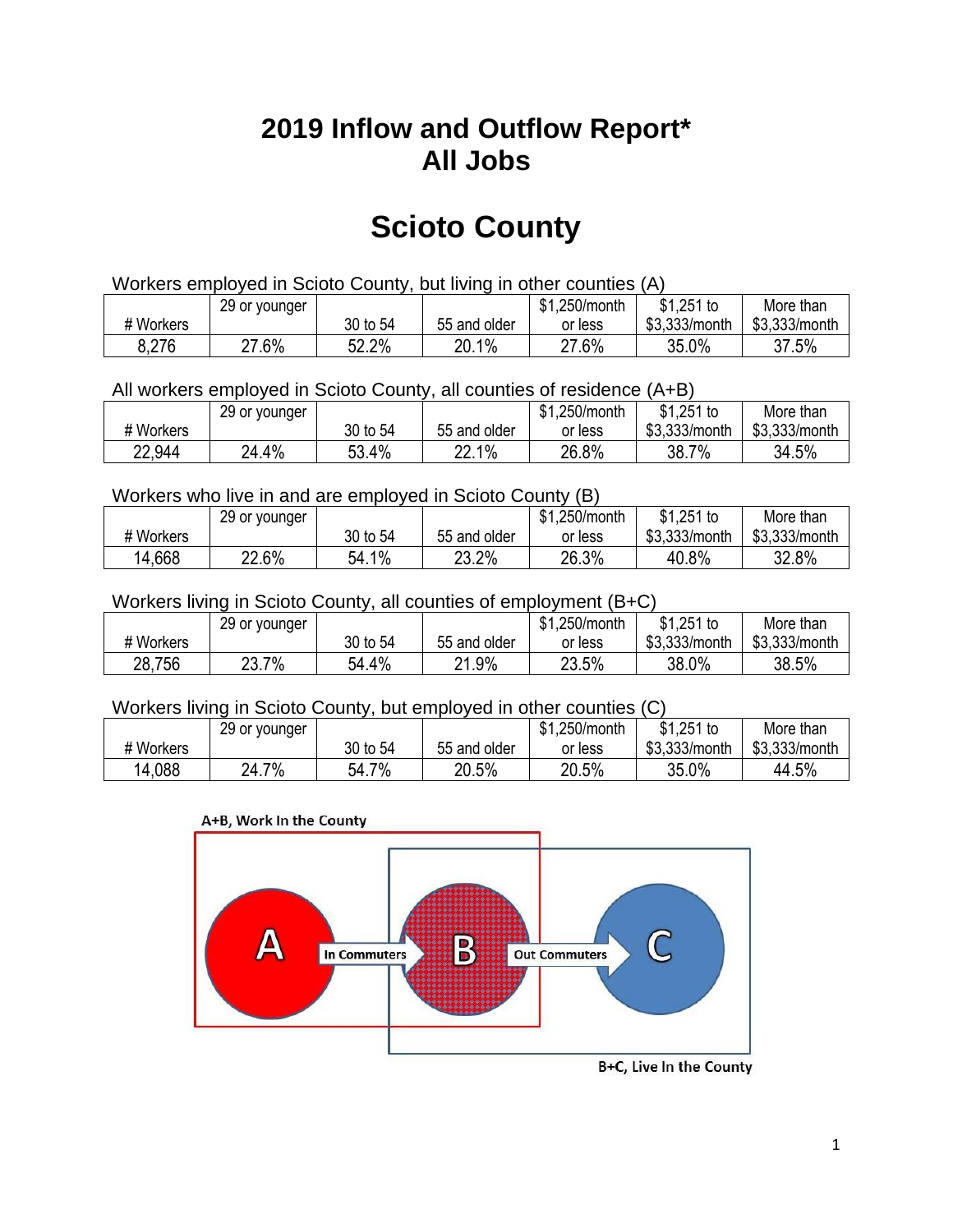# 2019 Inflow and Outflow Report*
# All Jobs

# Scioto County

Workers employed in Scioto County, but living in other counties (A)

| # Workers | 29 or younger | 30 to 54 | 55 and older | $1,250/month or less | $1,251 to $3,333/month | More than $3,333/month |
|---|---|---|---|---|---|---|
| 8,276 | 27.6% | 52.2% | 20.1% | 27.6% | 35.0% | 37.5% |

All workers employed in Scioto County, all counties of residence (A+B)

| # Workers | 29 or younger | 30 to 54 | 55 and older | $1,250/month or less | $1,251 to $3,333/month | More than $3,333/month |
|---|---|---|---|---|---|---|
| 22,944 | 24.4% | 53.4% | 22.1% | 26.8% | 38.7% | 34.5% |

Workers who live in and are employed in Scioto County (B)

| # Workers | 29 or younger | 30 to 54 | 55 and older | $1,250/month or less | $1,251 to $3,333/month | More than $3,333/month |
|---|---|---|---|---|---|---|
| 14,668 | 22.6% | 54.1% | 23.2% | 26.3% | 40.8% | 32.8% |

Workers living in Scioto County, all counties of employment (B+C)

| # Workers | 29 or younger | 30 to 54 | 55 and older | $1,250/month or less | $1,251 to $3,333/month | More than $3,333/month |
|---|---|---|---|---|---|---|
| 28,756 | 23.7% | 54.4% | 21.9% | 23.5% | 38.0% | 38.5% |

Workers living in Scioto County, but employed in other counties (C)

| # Workers | 29 or younger | 30 to 54 | 55 and older | $1,250/month or less | $1,251 to $3,333/month | More than $3,333/month |
|---|---|---|---|---|---|---|
| 14,088 | 24.7% | 54.7% | 20.5% | 20.5% | 35.0% | 44.5% |

A+B, Work In the County

A — In Commuters → B — Out Commuters → C

B+C, Live In the County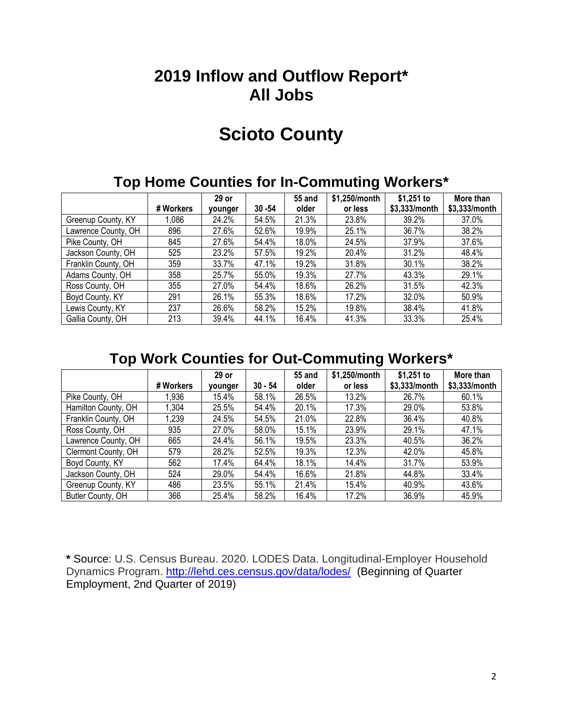# 2019 Inflow and Outflow Report*
# All Jobs

# Scioto County

## Top Home Counties for In-Commuting Workers*

| | # Workers | 29 or younger | 30 -54 | 55 and older | $1,250/month or less | $1,251 to $3,333/month | More than $3,333/month |
|---|---|---|---|---|---|---|---|
| Greenup County, KY | 1,086 | 24.2% | 54.5% | 21.3% | 23.8% | 39.2% | 37.0% |
| Lawrence County, OH | 896 | 27.6% | 52.6% | 19.9% | 25.1% | 36.7% | 38.2% |
| Pike County, OH | 845 | 27.6% | 54.4% | 18.0% | 24.5% | 37.9% | 37.6% |
| Jackson County, OH | 525 | 23.2% | 57.5% | 19.2% | 20.4% | 31.2% | 48.4% |
| Franklin County, OH | 359 | 33.7% | 47.1% | 19.2% | 31.8% | 30.1% | 38.2% |
| Adams County, OH | 358 | 25.7% | 55.0% | 19.3% | 27.7% | 43.3% | 29.1% |
| Ross County, OH | 355 | 27.0% | 54.4% | 18.6% | 26.2% | 31.5% | 42.3% |
| Boyd County, KY | 291 | 26.1% | 55.3% | 18.6% | 17.2% | 32.0% | 50.9% |
| Lewis County, KY | 237 | 26.6% | 58.2% | 15.2% | 19.8% | 38.4% | 41.8% |
| Gallia County, OH | 213 | 39.4% | 44.1% | 16.4% | 41.3% | 33.3% | 25.4% |

## Top Work Counties for Out-Commuting Workers*

| | # Workers | 29 or younger | 30 - 54 | 55 and older | $1,250/month or less | $1,251 to $3,333/month | More than $3,333/month |
|---|---|---|---|---|---|---|---|
| Pike County, OH | 1,936 | 15.4% | 58.1% | 26.5% | 13.2% | 26.7% | 60.1% |
| Hamilton County, OH | 1,304 | 25.5% | 54.4% | 20.1% | 17.3% | 29.0% | 53.8% |
| Franklin County, OH | 1,239 | 24.5% | 54.5% | 21.0% | 22.8% | 36.4% | 40.8% |
| Ross County, OH | 935 | 27.0% | 58.0% | 15.1% | 23.9% | 29.1% | 47.1% |
| Lawrence County, OH | 665 | 24.4% | 56.1% | 19.5% | 23.3% | 40.5% | 36.2% |
| Clermont County, OH | 579 | 28.2% | 52.5% | 19.3% | 12.3% | 42.0% | 45.8% |
| Boyd County, KY | 562 | 17.4% | 64.4% | 18.1% | 14.4% | 31.7% | 53.9% |
| Jackson County, OH | 524 | 29.0% | 54.4% | 16.6% | 21.8% | 44.8% | 33.4% |
| Greenup County, KY | 486 | 23.5% | 55.1% | 21.4% | 15.4% | 40.9% | 43.6% |
| Butler County, OH | 366 | 25.4% | 58.2% | 16.4% | 17.2% | 36.9% | 45.9% |

**\*** Source: U.S. Census Bureau. 2020. LODES Data. Longitudinal-Employer Household Dynamics Program. http://lehd.ces.census.gov/data/lodes/ (Beginning of Quarter Employment, 2nd Quarter of 2019)